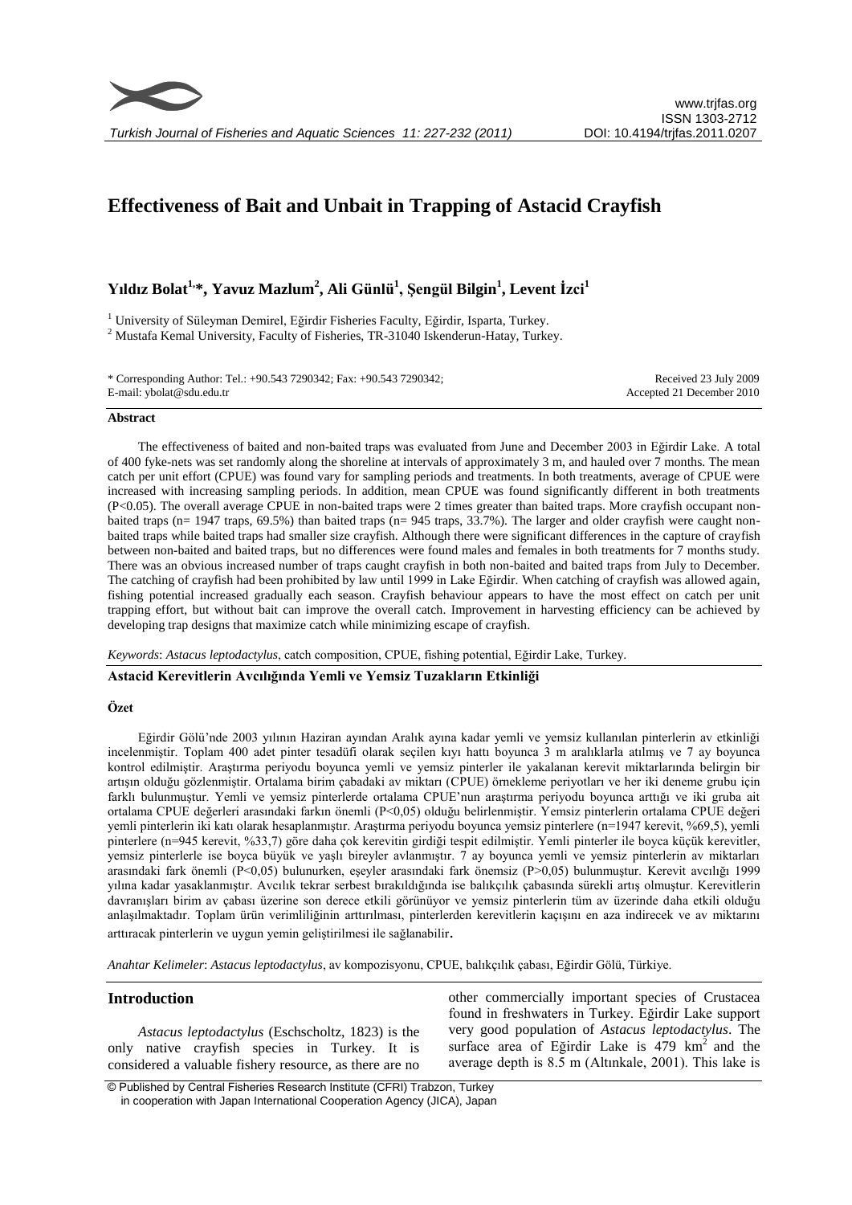# Effectiveness of Bait and Unbait in Trapping of Astacid Crayfish

## Yıldız Bolat[1,*], Yavuz Mazlum[2], Ali Günlü[1], Şengül Bilgin[1], Levent İzci[1]

[1] University of Süleyman Demirel, Eğirdir Fisheries Faculty, Eğirdir, Isparta, Turkey.
[2] Mustafa Kemal University, Faculty of Fisheries, TR-31040 Iskenderun-Hatay, Turkey.

\* Corresponding Author: Tel.: +90.543 7290342; Fax: +90.543 7290342;
E-mail: ybolat@sdu.edu.tr

Received 23 July 2009
Accepted 21 December 2010

### Abstract

The effectiveness of baited and non-baited traps was evaluated from June and December 2003 in Eğirdir Lake. A total of 400 fyke-nets was set randomly along the shoreline at intervals of approximately 3 m, and hauled over 7 months. The mean catch per unit effort (CPUE) was found vary for sampling periods and treatments. In both treatments, average of CPUE were increased with increasing sampling periods. In addition, mean CPUE was found significantly different in both treatments ($P<0.05$). The overall average CPUE in non-baited traps were 2 times greater than baited traps. More crayfish occupant non-baited traps (n= 1947 traps, 69.5%) than baited traps (n= 945 traps, 33.7%). The larger and older crayfish were caught non-baited traps while baited traps had smaller size crayfish. Although there were significant differences in the capture of crayfish between non-baited and baited traps, but no differences were found males and females in both treatments for 7 months study. There was an obvious increased number of traps caught crayfish in both non-baited and baited traps from July to December. The catching of crayfish had been prohibited by law until 1999 in Lake Eğirdir. When catching of crayfish was allowed again, fishing potential increased gradually each season. Crayfish behaviour appears to have the most effect on catch per unit trapping effort, but without bait can improve the overall catch. Improvement in harvesting efficiency can be achieved by developing trap designs that maximize catch while minimizing escape of crayfish.

*Keywords*: *Astacus leptodactylus*, catch composition, CPUE, fishing potential, Eğirdir Lake, Turkey.

### Astacid Kerevitlerin Avcılığında Yemli ve Yemsiz Tuzakların Etkinliği

### Özet

Eğirdir Gölü'nde 2003 yılının Haziran ayından Aralık ayına kadar yemli ve yemsiz kullanılan pinterlerin av etkinliği incelenmiştir. Toplam 400 adet pinter tesadüfi olarak seçilen kıyı hattı boyunca 3 m aralıklarla atılmış ve 7 ay boyunca kontrol edilmiştir. Araştırma periyodu boyunca yemli ve yemsiz pinterler ile yakalanan kerevit miktarlarında belirgin bir artışın olduğu gözlenmiştir. Ortalama birim çabadaki av miktarı (CPUE) örnekleme periyotları ve her iki deneme grubu için farklı bulunmuştur. Yemli ve yemsiz pinterlerde ortalama CPUE'nun araştırma periyodu boyunca arttığı ve iki gruba ait ortalama CPUE değerleri arasındaki farkın önemli ($P<0,05$) olduğu belirlenmiştir. Yemsiz pinterlerin ortalama CPUE değeri yemli pinterlerin iki katı olarak hesaplanmıştır. Araştırma periyodu boyunca yemsiz pinterlere (n=1947 kerevit, %69,5), yemli pinterlere (n=945 kerevit, %33,7) göre daha çok kerevitin girdiği tespit edilmiştir. Yemli pinterler ile boyca küçük kerevitler, yemsiz pinterlerle ise boyca büyük ve yaşlı bireyler avlanmıştır. 7 ay boyunca yemli ve yemsiz pinterlerin av miktarları arasındaki fark önemli ($P<0,05$) bulunurken, eşeyler arasındaki fark önemsiz ($P>0,05$) bulunmuştur. Kerevit avcılığı 1999 yılına kadar yasaklanmıştır. Avcılık tekrar serbest bırakıldığında ise balıkçılık çabasında sürekli artış olmuştur. Kerevitlerin davranışları birim av çabası üzerine son derece etkili görünüyor ve yemsiz pinterlerin tüm av üzerinde daha etkili olduğu anlaşılmaktadır. Toplam ürün verimliliğinin arttırılması, pinterlerden kerevitlerin kaçışını en aza indirecek ve av miktarını arttıracak pinterlerin ve uygun yemin geliştirilmesi ile sağlanabilir.

*Anahtar Kelimeler*: *Astacus leptodactylus*, av kompozisyonu, CPUE, balıkçılık çabası, Eğirdir Gölü, Türkiye.

## Introduction

*Astacus leptodactylus* (Eschscholtz, 1823) is the only native crayfish species in Turkey. It is considered a valuable fishery resource, as there are no other commercially important species of Crustacea found in freshwaters in Turkey. Eğirdir Lake support very good population of *Astacus leptodactylus*. The surface area of Eğirdir Lake is 479 km$^2$ and the average depth is 8.5 m (Altınkale, 2001). This lake is

© Published by Central Fisheries Research Institute (CFRI) Trabzon, Turkey in cooperation with Japan International Cooperation Agency (JICA), Japan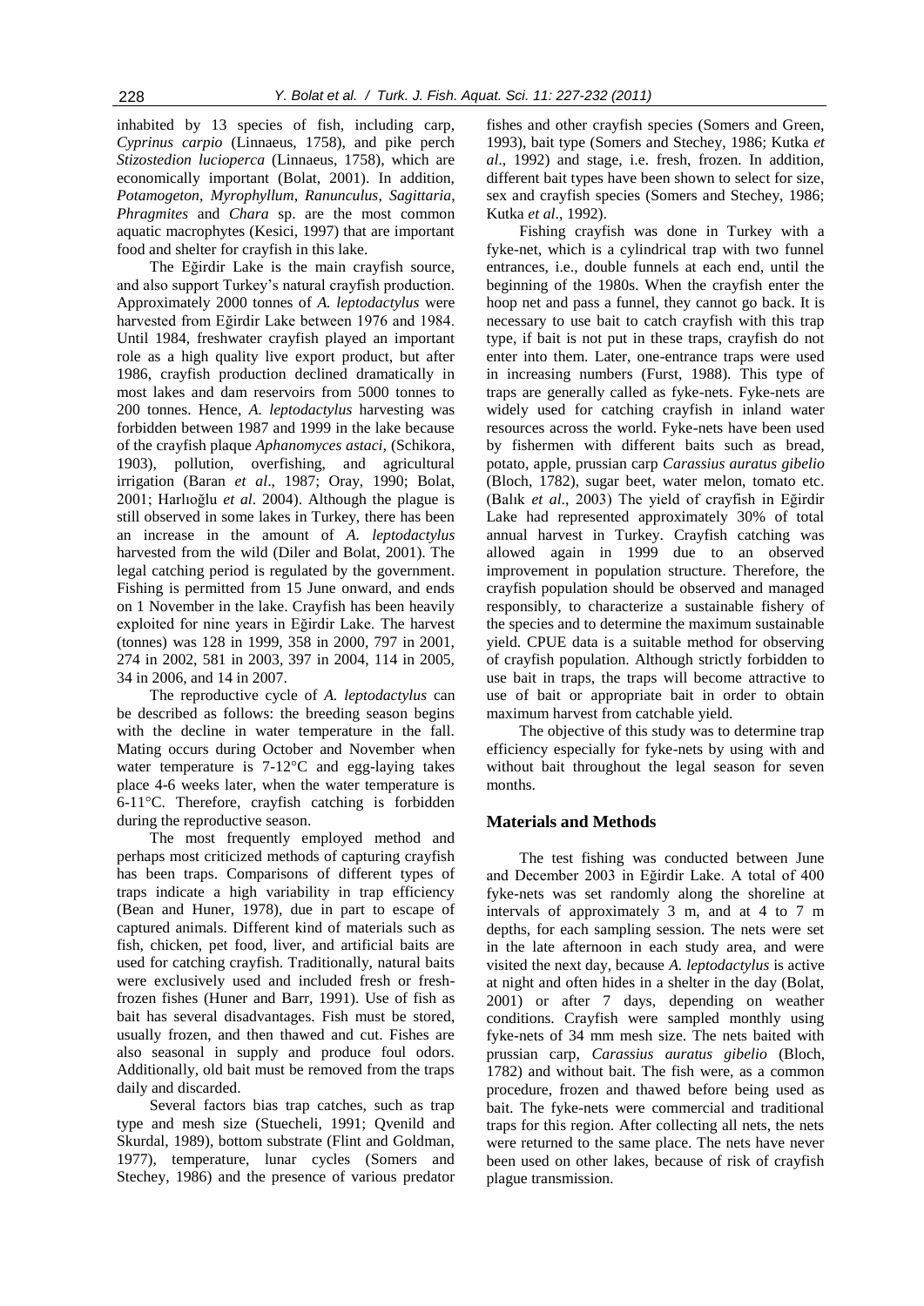inhabited by 13 species of fish, including carp, *Cyprinus carpio* (Linnaeus, 1758), and pike perch *Stizostedion lucioperca* (Linnaeus, 1758), which are economically important (Bolat, 2001). In addition, *Potamogeton*, *Myrophyllum*, *Ranunculus*, *Sagittaria*, *Phragmites* and *Chara* sp. are the most common aquatic macrophytes (Kesici, 1997) that are important food and shelter for crayfish in this lake.

The Eğirdir Lake is the main crayfish source, and also support Turkey's natural crayfish production. Approximately 2000 tonnes of *A. leptodactylus* were harvested from Eğirdir Lake between 1976 and 1984. Until 1984, freshwater crayfish played an important role as a high quality live export product, but after 1986, crayfish production declined dramatically in most lakes and dam reservoirs from 5000 tonnes to 200 tonnes. Hence, *A. leptodactylus* harvesting was forbidden between 1987 and 1999 in the lake because of the crayfish plaque *Aphanomyces astaci*, (Schikora, 1903), pollution, overfishing, and agricultural irrigation (Baran *et al*., 1987; Oray, 1990; Bolat, 2001; Harlıoğlu *et al*. 2004). Although the plague is still observed in some lakes in Turkey, there has been an increase in the amount of *A. leptodactylus* harvested from the wild (Diler and Bolat, 2001). The legal catching period is regulated by the government. Fishing is permitted from 15 June onward, and ends on 1 November in the lake. Crayfish has been heavily exploited for nine years in Eğirdir Lake. The harvest (tonnes) was 128 in 1999, 358 in 2000, 797 in 2001, 274 in 2002, 581 in 2003, 397 in 2004, 114 in 2005, 34 in 2006, and 14 in 2007.

The reproductive cycle of *A. leptodactylus* can be described as follows: the breeding season begins with the decline in water temperature in the fall. Mating occurs during October and November when water temperature is 7-12°C and egg-laying takes place 4-6 weeks later, when the water temperature is 6-11°C. Therefore, crayfish catching is forbidden during the reproductive season.

The most frequently employed method and perhaps most criticized methods of capturing crayfish has been traps. Comparisons of different types of traps indicate a high variability in trap efficiency (Bean and Huner, 1978), due in part to escape of captured animals. Different kind of materials such as fish, chicken, pet food, liver, and artificial baits are used for catching crayfish. Traditionally, natural baits were exclusively used and included fresh or fresh-frozen fishes (Huner and Barr, 1991). Use of fish as bait has several disadvantages. Fish must be stored, usually frozen, and then thawed and cut. Fishes are also seasonal in supply and produce foul odors. Additionally, old bait must be removed from the traps daily and discarded.

Several factors bias trap catches, such as trap type and mesh size (Stuecheli, 1991; Qvenild and Skurdal, 1989), bottom substrate (Flint and Goldman, 1977), temperature, lunar cycles (Somers and Stechey, 1986) and the presence of various predator fishes and other crayfish species (Somers and Green, 1993), bait type (Somers and Stechey, 1986; Kutka *et al*., 1992) and stage, i.e. fresh, frozen. In addition, different bait types have been shown to select for size, sex and crayfish species (Somers and Stechey, 1986; Kutka *et al*., 1992).

Fishing crayfish was done in Turkey with a fyke-net, which is a cylindrical trap with two funnel entrances, i.e., double funnels at each end, until the beginning of the 1980s. When the crayfish enter the hoop net and pass a funnel, they cannot go back. It is necessary to use bait to catch crayfish with this trap type, if bait is not put in these traps, crayfish do not enter into them. Later, one-entrance traps were used in increasing numbers (Furst, 1988). This type of traps are generally called as fyke-nets. Fyke-nets are widely used for catching crayfish in inland water resources across the world. Fyke-nets have been used by fishermen with different baits such as bread, potato, apple, prussian carp *Carassius auratus gibelio* (Bloch, 1782), sugar beet, water melon, tomato etc. (Balık *et al*., 2003) The yield of crayfish in Eğirdir Lake had represented approximately 30% of total annual harvest in Turkey. Crayfish catching was allowed again in 1999 due to an observed improvement in population structure. Therefore, the crayfish population should be observed and managed responsibly, to characterize a sustainable fishery of the species and to determine the maximum sustainable yield. CPUE data is a suitable method for observing of crayfish population. Although strictly forbidden to use bait in traps, the traps will become attractive to use of bait or appropriate bait in order to obtain maximum harvest from catchable yield.

The objective of this study was to determine trap efficiency especially for fyke-nets by using with and without bait throughout the legal season for seven months.

## Materials and Methods

The test fishing was conducted between June and December 2003 in Eğirdir Lake. A total of 400 fyke-nets was set randomly along the shoreline at intervals of approximately 3 m, and at 4 to 7 m depths, for each sampling session. The nets were set in the late afternoon in each study area, and were visited the next day, because *A. leptodactylus* is active at night and often hides in a shelter in the day (Bolat, 2001) or after 7 days, depending on weather conditions. Crayfish were sampled monthly using fyke-nets of 34 mm mesh size. The nets baited with prussian carp, *Carassius auratus gibelio* (Bloch, 1782) and without bait. The fish were, as a common procedure, frozen and thawed before being used as bait. The fyke-nets were commercial and traditional traps for this region. After collecting all nets, the nets were returned to the same place. The nets have never been used on other lakes, because of risk of crayfish plague transmission.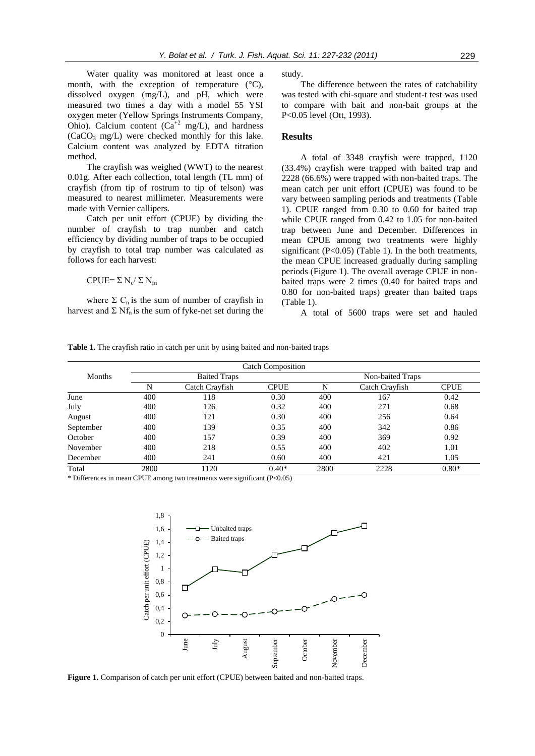Water quality was monitored at least once a month, with the exception of temperature (°C), dissolved oxygen (mg/L), and pH, which were measured two times a day with a model 55 YSI oxygen meter (Yellow Springs Instruments Company, Ohio). Calcium content ($Ca^{+2}$ mg/L), and hardness ($CaCO_3$ mg/L) were checked monthly for this lake. Calcium content was analyzed by EDTA titration method.

The crayfish was weighed (WWT) to the nearest 0.01g. After each collection, total length (TL mm) of crayfish (from tip of rostrum to tip of telson) was measured to nearest millimeter. Measurements were made with Vernier callipers.

Catch per unit effort (CPUE) by dividing the number of crayfish to trap number and catch efficiency by dividing number of traps to be occupied by crayfish to total trap number was calculated as follows for each harvest:

$$CPUE = \Sigma N_c / \Sigma N_{fn}$$

where $\Sigma C_n$ is the sum of number of crayfish in harvest and $\Sigma Nf_n$ is the sum of fyke-net set during the study.

The difference between the rates of catchability was tested with chi-square and student-t test was used to compare with bait and non-bait groups at the P<0.05 level (Ott, 1993).

## Results

A total of 3348 crayfish were trapped, 1120 (33.4%) crayfish were trapped with baited trap and 2228 (66.6%) were trapped with non-baited traps. The mean catch per unit effort (CPUE) was found to be vary between sampling periods and treatments (Table 1). CPUE ranged from 0.30 to 0.60 for baited trap while CPUE ranged from 0.42 to 1.05 for non-baited trap between June and December. Differences in mean CPUE among two treatments were highly significant (P<0.05) (Table 1). In the both treatments, the mean CPUE increased gradually during sampling periods (Figure 1). The overall average CPUE in non-baited traps were 2 times (0.40 for baited traps and 0.80 for non-baited traps) greater than baited traps (Table 1).

A total of 5600 traps were set and hauled

**Table 1.** The crayfish ratio in catch per unit by using baited and non-baited traps

| Months | Catch Composition | | | | | |
|---|---|---|---|---|---|---|
| | Baited Traps | | | Non-baited Traps | | |
| | N | Catch Crayfish | CPUE | N | Catch Crayfish | CPUE |
| June | 400 | 118 | 0.30 | 400 | 167 | 0.42 |
| July | 400 | 126 | 0.32 | 400 | 271 | 0.68 |
| August | 400 | 121 | 0.30 | 400 | 256 | 0.64 |
| September | 400 | 139 | 0.35 | 400 | 342 | 0.86 |
| October | 400 | 157 | 0.39 | 400 | 369 | 0.92 |
| November | 400 | 218 | 0.55 | 400 | 402 | 1.01 |
| December | 400 | 241 | 0.60 | 400 | 421 | 1.05 |
| Total | 2800 | 1120 | 0.40* | 2800 | 2228 | 0.80* |

\* Differences in mean CPUE among two treatments were significant (P<0.05)

**Figure 1.** Comparison of catch per unit effort (CPUE) between baited and non-baited traps.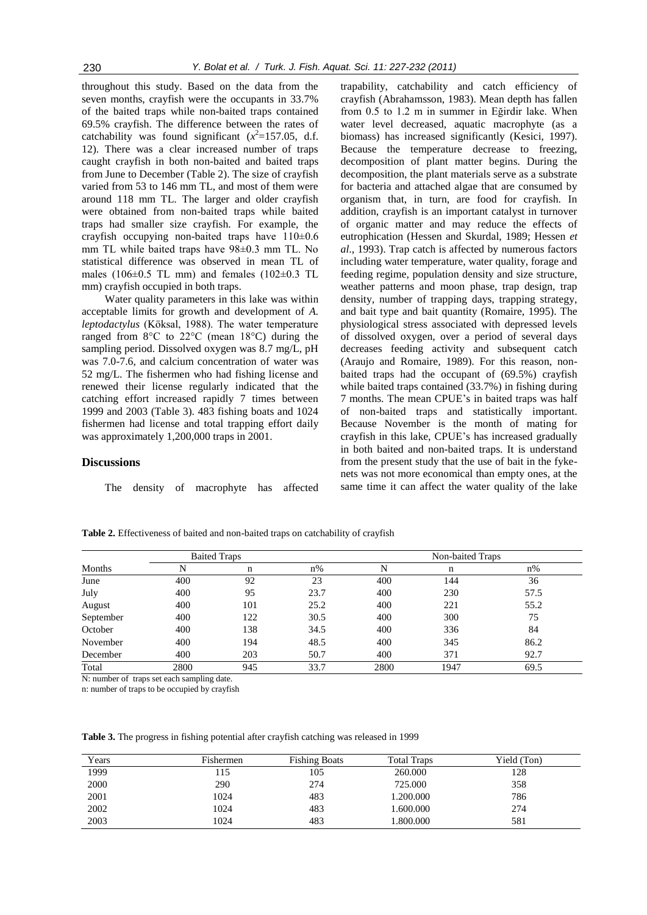throughout this study. Based on the data from the seven months, crayfish were the occupants in 33.7% of the baited traps while non-baited traps contained 69.5% crayfish. The difference between the rates of catchability was found significant ($x^2$=157.05, d.f. 12). There was a clear increased number of traps caught crayfish in both non-baited and baited traps from June to December (Table 2). The size of crayfish varied from 53 to 146 mm TL, and most of them were around 118 mm TL. The larger and older crayfish were obtained from non-baited traps while baited traps had smaller size crayfish. For example, the crayfish occupying non-baited traps have 110±0.6 mm TL while baited traps have 98±0.3 mm TL. No statistical difference was observed in mean TL of males (106±0.5 TL mm) and females (102±0.3 TL mm) crayfish occupied in both traps.

Water quality parameters in this lake was within acceptable limits for growth and development of *A. leptodactylus* (Köksal, 1988). The water temperature ranged from 8°C to 22°C (mean 18°C) during the sampling period. Dissolved oxygen was 8.7 mg/L, pH was 7.0-7.6, and calcium concentration of water was 52 mg/L. The fishermen who had fishing license and renewed their license regularly indicated that the catching effort increased rapidly 7 times between 1999 and 2003 (Table 3). 483 fishing boats and 1024 fishermen had license and total trapping effort daily was approximately 1,200,000 traps in 2001.

## Discussions

The density of macrophyte has affected trapability, catchability and catch efficiency of crayfish (Abrahamsson, 1983). Mean depth has fallen from 0.5 to 1.2 m in summer in Eğirdir lake. When water level decreased, aquatic macrophyte (as a biomass) has increased significantly (Kesici, 1997). Because the temperature decrease to freezing, decomposition of plant matter begins. During the decomposition, the plant materials serve as a substrate for bacteria and attached algae that are consumed by organism that, in turn, are food for crayfish. In addition, crayfish is an important catalyst in turnover of organic matter and may reduce the effects of eutrophication (Hessen and Skurdal, 1989; Hessen *et al*., 1993). Trap catch is affected by numerous factors including water temperature, water quality, forage and feeding regime, population density and size structure, weather patterns and moon phase, trap design, trap density, number of trapping days, trapping strategy, and bait type and bait quantity (Romaire, 1995). The physiological stress associated with depressed levels of dissolved oxygen, over a period of several days decreases feeding activity and subsequent catch (Araujo and Romaire, 1989). For this reason, non-baited traps had the occupant of (69.5%) crayfish while baited traps contained (33.7%) in fishing during 7 months. The mean CPUE's in baited traps was half of non-baited traps and statistically important. Because November is the month of mating for crayfish in this lake, CPUE's has increased gradually in both baited and non-baited traps. It is understand from the present study that the use of bait in the fyke-nets was not more economical than empty ones, at the same time it can affect the water quality of the lake

**Table 2.** Effectiveness of baited and non-baited traps on catchability of crayfish

| | Baited Traps | | | Non-baited Traps | | |
|---|---|---|---|---|---|---|
| Months | N | n | n% | N | n | n% |
| June | 400 | 92 | 23 | 400 | 144 | 36 |
| July | 400 | 95 | 23.7 | 400 | 230 | 57.5 |
| August | 400 | 101 | 25.2 | 400 | 221 | 55.2 |
| September | 400 | 122 | 30.5 | 400 | 300 | 75 |
| October | 400 | 138 | 34.5 | 400 | 336 | 84 |
| November | 400 | 194 | 48.5 | 400 | 345 | 86.2 |
| December | 400 | 203 | 50.7 | 400 | 371 | 92.7 |
| Total | 2800 | 945 | 33.7 | 2800 | 1947 | 69.5 |

N: number of traps set each sampling date.
n: number of traps to be occupied by crayfish

**Table 3.** The progress in fishing potential after crayfish catching was released in 1999

| Years | Fishermen | Fishing Boats | Total Traps | Yield (Ton) |
|---|---|---|---|---|
| 1999 | 115 | 105 | 260.000 | 128 |
| 2000 | 290 | 274 | 725.000 | 358 |
| 2001 | 1024 | 483 | 1.200.000 | 786 |
| 2002 | 1024 | 483 | 1.600.000 | 274 |
| 2003 | 1024 | 483 | 1.800.000 | 581 |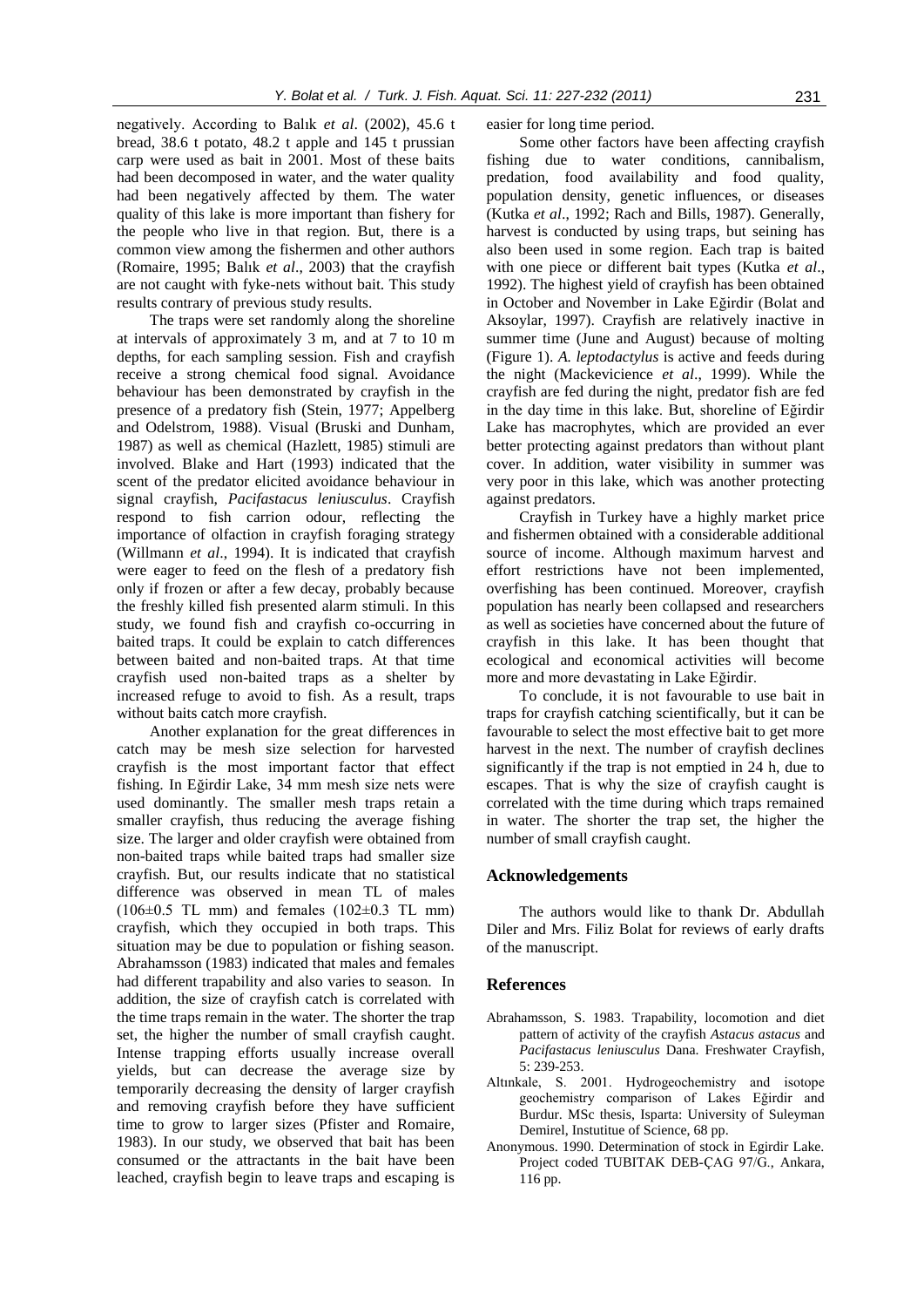negatively. According to Balık *et al*. (2002), 45.6 t bread, 38.6 t potato, 48.2 t apple and 145 t prussian carp were used as bait in 2001. Most of these baits had been decomposed in water, and the water quality had been negatively affected by them. The water quality of this lake is more important than fishery for the people who live in that region. But, there is a common view among the fishermen and other authors (Romaire, 1995; Balık *et al*., 2003) that the crayfish are not caught with fyke-nets without bait. This study results contrary of previous study results.

The traps were set randomly along the shoreline at intervals of approximately 3 m, and at 7 to 10 m depths, for each sampling session. Fish and crayfish receive a strong chemical food signal. Avoidance behaviour has been demonstrated by crayfish in the presence of a predatory fish (Stein, 1977; Appelberg and Odelstrom, 1988). Visual (Bruski and Dunham, 1987) as well as chemical (Hazlett, 1985) stimuli are involved. Blake and Hart (1993) indicated that the scent of the predator elicited avoidance behaviour in signal crayfish, *Pacifastacus leniusculus*. Crayfish respond to fish carrion odour, reflecting the importance of olfaction in crayfish foraging strategy (Willmann *et al*., 1994). It is indicated that crayfish were eager to feed on the flesh of a predatory fish only if frozen or after a few decay, probably because the freshly killed fish presented alarm stimuli. In this study, we found fish and crayfish co-occurring in baited traps. It could be explain to catch differences between baited and non-baited traps. At that time crayfish used non-baited traps as a shelter by increased refuge to avoid to fish. As a result, traps without baits catch more crayfish.

Another explanation for the great differences in catch may be mesh size selection for harvested crayfish is the most important factor that effect fishing. In Eğirdir Lake, 34 mm mesh size nets were used dominantly. The smaller mesh traps retain a smaller crayfish, thus reducing the average fishing size. The larger and older crayfish were obtained from non-baited traps while baited traps had smaller size crayfish. But, our results indicate that no statistical difference was observed in mean TL of males (106±0.5 TL mm) and females (102±0.3 TL mm) crayfish, which they occupied in both traps. This situation may be due to population or fishing season. Abrahamsson (1983) indicated that males and females had different trapability and also varies to season. In addition, the size of crayfish catch is correlated with the time traps remain in the water. The shorter the trap set, the higher the number of small crayfish caught. Intense trapping efforts usually increase overall yields, but can decrease the average size by temporarily decreasing the density of larger crayfish and removing crayfish before they have sufficient time to grow to larger sizes (Pfister and Romaire, 1983). In our study, we observed that bait has been consumed or the attractants in the bait have been leached, crayfish begin to leave traps and escaping is easier for long time period.

Some other factors have been affecting crayfish fishing due to water conditions, cannibalism, predation, food availability and food quality, population density, genetic influences, or diseases (Kutka *et al*., 1992; Rach and Bills, 1987). Generally, harvest is conducted by using traps, but seining has also been used in some region. Each trap is baited with one piece or different bait types (Kutka *et al*., 1992). The highest yield of crayfish has been obtained in October and November in Lake Eğirdir (Bolat and Aksoylar, 1997). Crayfish are relatively inactive in summer time (June and August) because of molting (Figure 1). *A. leptodactylus* is active and feeds during the night (Mackevicience *et al*., 1999). While the crayfish are fed during the night, predator fish are fed in the day time in this lake. But, shoreline of Eğirdir Lake has macrophytes, which are provided an ever better protecting against predators than without plant cover. In addition, water visibility in summer was very poor in this lake, which was another protecting against predators.

Crayfish in Turkey have a highly market price and fishermen obtained with a considerable additional source of income. Although maximum harvest and effort restrictions have not been implemented, overfishing has been continued. Moreover, crayfish population has nearly been collapsed and researchers as well as societies have concerned about the future of crayfish in this lake. It has been thought that ecological and economical activities will become more and more devastating in Lake Eğirdir.

To conclude, it is not favourable to use bait in traps for crayfish catching scientifically, but it can be favourable to select the most effective bait to get more harvest in the next. The number of crayfish declines significantly if the trap is not emptied in 24 h, due to escapes. That is why the size of crayfish caught is correlated with the time during which traps remained in water. The shorter the trap set, the higher the number of small crayfish caught.

## Acknowledgements

The authors would like to thank Dr. Abdullah Diler and Mrs. Filiz Bolat for reviews of early drafts of the manuscript.

## References

Abrahamsson, S. 1983. Trapability, locomotion and diet pattern of activity of the crayfish *Astacus astacus* and *Pacifastacus leniusculus* Dana. Freshwater Crayfish, 5: 239-253.

Altınkale, S. 2001. Hydrogeochemistry and isotope geochemistry comparison of Lakes Eğirdir and Burdur. MSc thesis, Isparta: University of Suleyman Demirel, Instutitue of Science, 68 pp.

Anonymous. 1990. Determination of stock in Egirdir Lake. Project coded TUBITAK DEB-ÇAG 97/G., Ankara, 116 pp.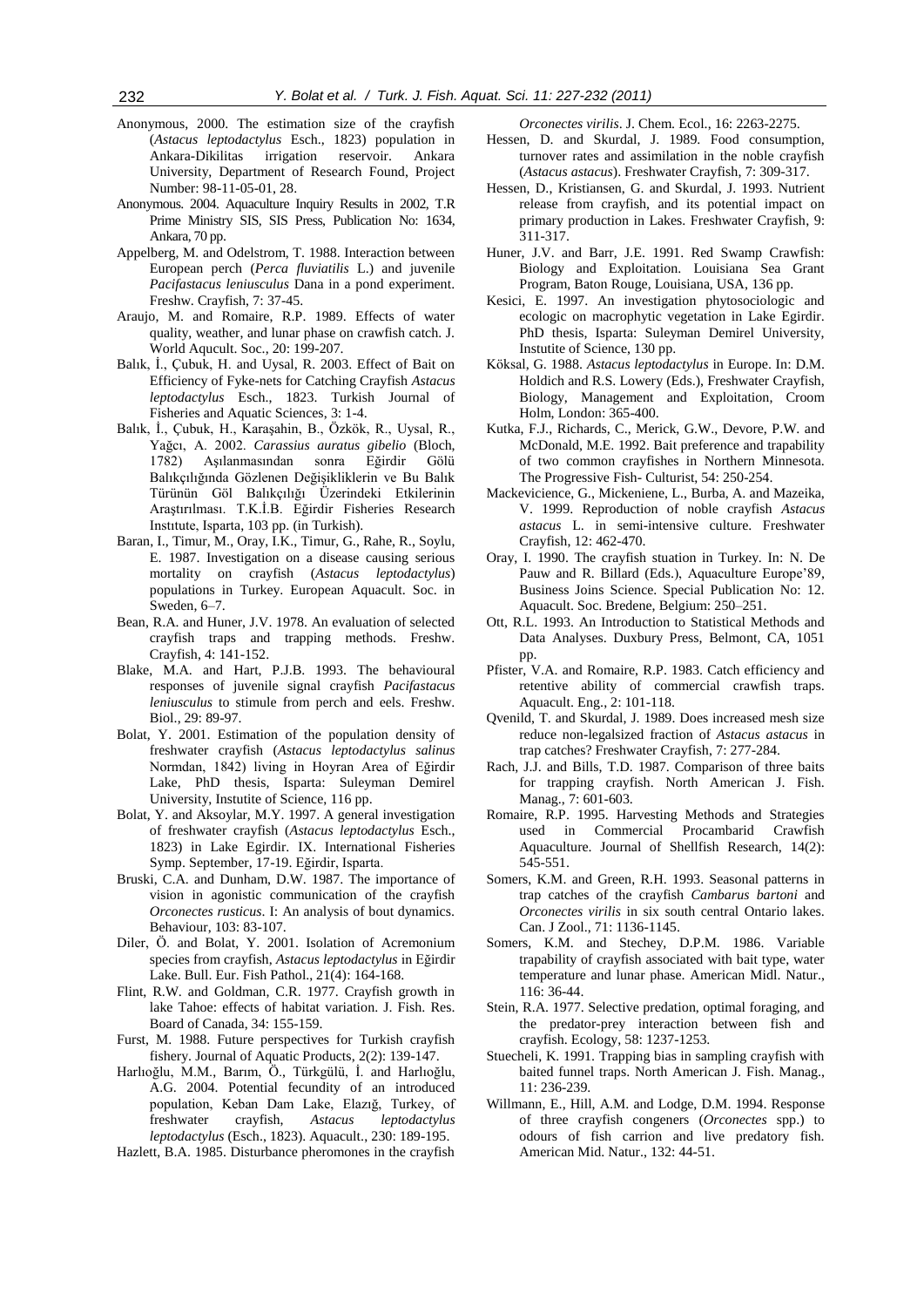Anonymous, 2000. The estimation size of the crayfish (*Astacus leptodactylus* Esch., 1823) population in Ankara-Dikilitas irrigation reservoir. Ankara University, Department of Research Found, Project Number: 98-11-05-01, 28.

Anonymous. 2004. Aquaculture Inquiry Results in 2002, T.R Prime Ministry SIS, SIS Press, Publication No: 1634, Ankara, 70 pp.

Appelberg, M. and Odelstrom, T. 1988. Interaction between European perch (*Perca fluviatilis* L.) and juvenile *Pacifastacus leniusculus* Dana in a pond experiment. Freshw. Crayfish, 7: 37-45.

Araujo, M. and Romaire, R.P. 1989. Effects of water quality, weather, and lunar phase on crawfish catch. J. World Aqucult. Soc., 20: 199-207.

Balık, İ., Çubuk, H. and Uysal, R. 2003. Effect of Bait on Efficiency of Fyke-nets for Catching Crayfish *Astacus leptodactylus* Esch., 1823. Turkish Journal of Fisheries and Aquatic Sciences, 3: 1-4.

Balık, İ., Çubuk, H., Karaşahin, B., Özkök, R., Uysal, R., Yağcı, A. 2002. *Carassius auratus gibelio* (Bloch, 1782) Aşılanmasından sonra Eğirdir Gölü Balıkçılığında Gözlenen Değişikliklerin ve Bu Balık Türünün Göl Balıkçılığı Üzerindeki Etkilerinin Araştırılması. T.K.İ.B. Eğirdir Fisheries Research Instıtute, Isparta, 103 pp. (in Turkish).

Baran, I., Timur, M., Oray, I.K., Timur, G., Rahe, R., Soylu, E. 1987. Investigation on a disease causing serious mortality on crayfish (*Astacus leptodactylus*) populations in Turkey. European Aquacult. Soc. in Sweden, 6–7.

Bean, R.A. and Huner, J.V. 1978. An evaluation of selected crayfish traps and trapping methods. Freshw. Crayfish, 4: 141-152.

Blake, M.A. and Hart, P.J.B. 1993. The behavioural responses of juvenile signal crayfish *Pacifastacus leniusculus* to stimule from perch and eels. Freshw. Biol., 29: 89-97.

Bolat, Y. 2001. Estimation of the population density of freshwater crayfish (*Astacus leptodactylus salinus* Normdan, 1842) living in Hoyran Area of Eğirdir Lake, PhD thesis, Isparta: Suleyman Demirel University, Instutite of Science, 116 pp.

Bolat, Y. and Aksoylar, M.Y. 1997. A general investigation of freshwater crayfish (*Astacus leptodactylus* Esch., 1823) in Lake Egirdir. IX. International Fisheries Symp. September, 17-19. Eğirdir, Isparta.

Bruski, C.A. and Dunham, D.W. 1987. The importance of vision in agonistic communication of the crayfish *Orconectes rusticus*. I: An analysis of bout dynamics. Behaviour, 103: 83-107.

Diler, Ö. and Bolat, Y. 2001. Isolation of Acremonium species from crayfish, *Astacus leptodactylus* in Eğirdir Lake. Bull. Eur. Fish Pathol., 21(4): 164-168.

Flint, R.W. and Goldman, C.R. 1977. Crayfish growth in lake Tahoe: effects of habitat variation. J. Fish. Res. Board of Canada, 34: 155-159.

Furst, M. 1988. Future perspectives for Turkish crayfish fishery. Journal of Aquatic Products, 2(2): 139-147.

Harlıoğlu, M.M., Barım, Ö., Türkgülü, İ. and Harlıoğlu, A.G. 2004. Potential fecundity of an introduced population, Keban Dam Lake, Elazığ, Turkey, of freshwater crayfish, *Astacus leptodactylus leptodactylus* (Esch., 1823). Aquacult., 230: 189-195.

Hazlett, B.A. 1985. Disturbance pheromones in the crayfish *Orconectes virilis*. J. Chem. Ecol., 16: 2263-2275.

Hessen, D. and Skurdal, J. 1989. Food consumption, turnover rates and assimilation in the noble crayfish (*Astacus astacus*). Freshwater Crayfish, 7: 309-317.

Hessen, D., Kristiansen, G. and Skurdal, J. 1993. Nutrient release from crayfish, and its potential impact on primary production in Lakes. Freshwater Crayfish, 9: 311-317.

Huner, J.V. and Barr, J.E. 1991. Red Swamp Crawfish: Biology and Exploitation. Louisiana Sea Grant Program, Baton Rouge, Louisiana, USA, 136 pp.

Kesici, E. 1997. An investigation phytosociologic and ecologic on macrophytic vegetation in Lake Egirdir. PhD thesis, Isparta: Suleyman Demirel University, Instutite of Science, 130 pp.

Köksal, G. 1988. *Astacus leptodactylus* in Europe. In: D.M. Holdich and R.S. Lowery (Eds.), Freshwater Crayfish, Biology, Management and Exploitation, Croom Holm, London: 365-400.

Kutka, F.J., Richards, C., Merick, G.W., Devore, P.W. and McDonald, M.E. 1992. Bait preference and trapability of two common crayfishes in Northern Minnesota. The Progressive Fish- Culturist, 54: 250-254.

Mackevicience, G., Mickeniene, L., Burba, A. and Mazeika, V. 1999. Reproduction of noble crayfish *Astacus astacus* L. in semi-intensive culture. Freshwater Crayfish, 12: 462-470.

Oray, I. 1990. The crayfish stuation in Turkey. In: N. De Pauw and R. Billard (Eds.), Aquaculture Europe'89, Business Joins Science. Special Publication No: 12. Aquacult. Soc. Bredene, Belgium: 250–251.

Ott, R.L. 1993. An Introduction to Statistical Methods and Data Analyses. Duxbury Press, Belmont, CA, 1051 pp.

Pfister, V.A. and Romaire, R.P. 1983. Catch efficiency and retentive ability of commercial crawfish traps. Aquacult. Eng., 2: 101-118.

Qvenild, T. and Skurdal, J. 1989. Does increased mesh size reduce non-legalsized fraction of *Astacus astacus* in trap catches? Freshwater Crayfish, 7: 277-284.

Rach, J.J. and Bills, T.D. 1987. Comparison of three baits for trapping crayfish. North American J. Fish. Manag., 7: 601-603.

Romaire, R.P. 1995. Harvesting Methods and Strategies used in Commercial Procambarid Crawfish Aquaculture. Journal of Shellfish Research, 14(2): 545-551.

Somers, K.M. and Green, R.H. 1993. Seasonal patterns in trap catches of the crayfish *Cambarus bartoni* and *Orconectes virilis* in six south central Ontario lakes. Can. J Zool., 71: 1136-1145.

Somers, K.M. and Stechey, D.P.M. 1986. Variable trapability of crayfish associated with bait type, water temperature and lunar phase. American Midl. Natur., 116: 36-44.

Stein, R.A. 1977. Selective predation, optimal foraging, and the predator-prey interaction between fish and crayfish. Ecology, 58: 1237-1253.

Stuecheli, K. 1991. Trapping bias in sampling crayfish with baited funnel traps. North American J. Fish. Manag., 11: 236-239.

Willmann, E., Hill, A.M. and Lodge, D.M. 1994. Response of three crayfish congeners (*Orconectes* spp.) to odours of fish carrion and live predatory fish. American Mid. Natur., 132: 44-51.